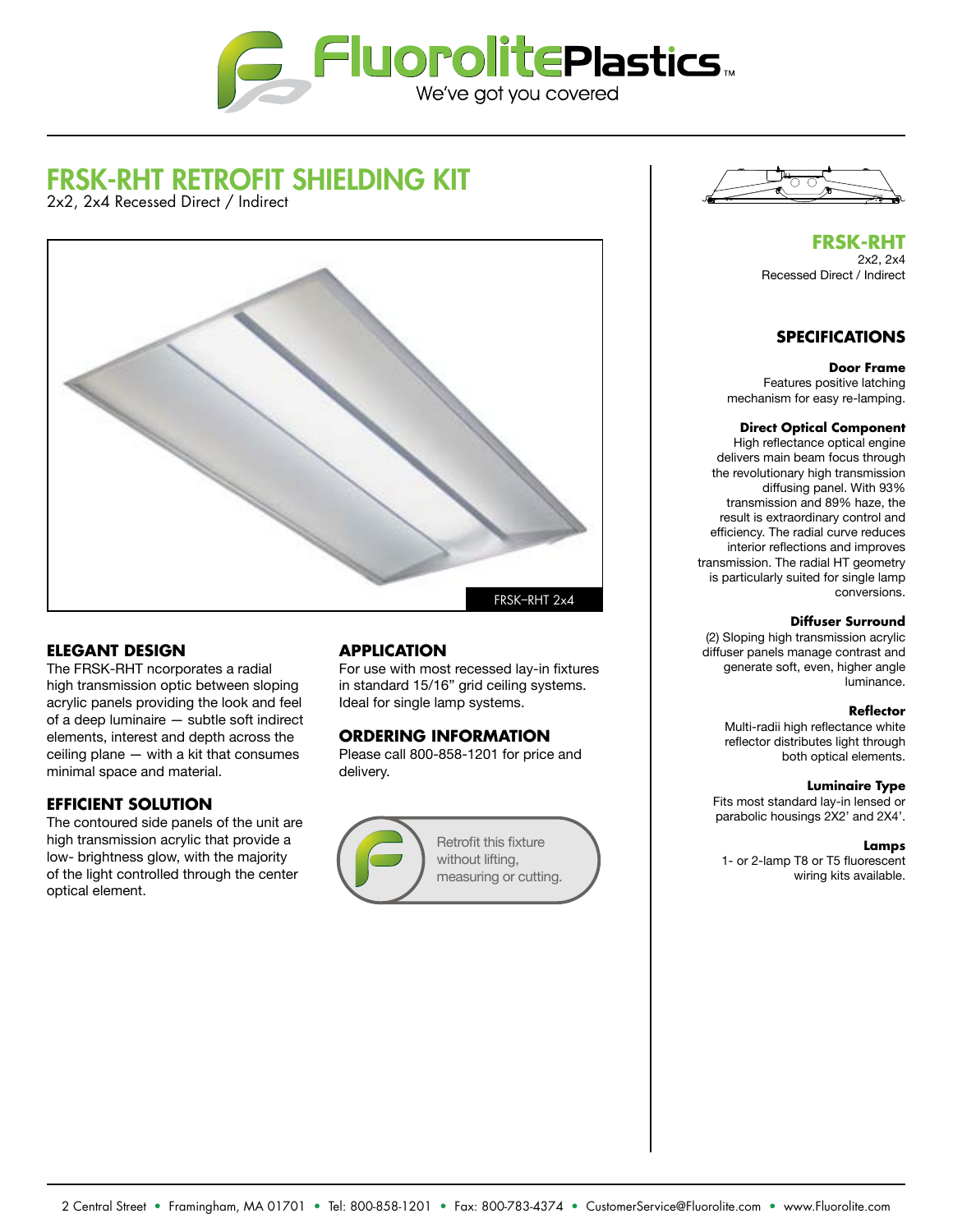FluorolitePlastics™
We've got you covered

# FRSK-RHT RETROFIT SHIELDING KIT

2x2, 2x4 Recessed Direct / Indirect

FRSK–RHT 2x4

## ELEGANT DESIGN

The FRSK-RHT ncorporates a radial high transmission optic between sloping acrylic panels providing the look and feel of a deep luminaire — subtle soft indirect elements, interest and depth across the ceiling plane — with a kit that consumes minimal space and material.

## EFFICIENT SOLUTION

The contoured side panels of the unit are high transmission acrylic that provide a low- brightness glow, with the majority of the light controlled through the center optical element.

## APPLICATION

For use with most recessed lay-in fixtures in standard 15/16" grid ceiling systems. Ideal for single lamp systems.

## ORDERING INFORMATION

Please call 800-858-1201 for price and delivery.

Retrofit this fixture without lifting, measuring or cutting.

## FRSK-RHT

2x2, 2x4
Recessed Direct / Indirect

## SPECIFICATIONS

**Door Frame**
Features positive latching mechanism for easy re-lamping.

**Direct Optical Component**
High reflectance optical engine delivers main beam focus through the revolutionary high transmission diffusing panel. With 93% transmission and 89% haze, the result is extraordinary control and efficiency. The radial curve reduces interior reflections and improves transmission. The radial HT geometry is particularly suited for single lamp conversions.

**Diffuser Surround**
(2) Sloping high transmission acrylic diffuser panels manage contrast and generate soft, even, higher angle luminance.

**Reflector**
Multi-radii high reflectance white reflector distributes light through both optical elements.

**Luminaire Type**
Fits most standard lay-in lensed or parabolic housings 2X2' and 2X4'.

**Lamps**
1- or 2-lamp T8 or T5 fluorescent wiring kits available.

2 Central Street • Framingham, MA 01701 • Tel: 800-858-1201 • Fax: 800-783-4374 • CustomerService@Fluorolite.com • www.Fluorolite.com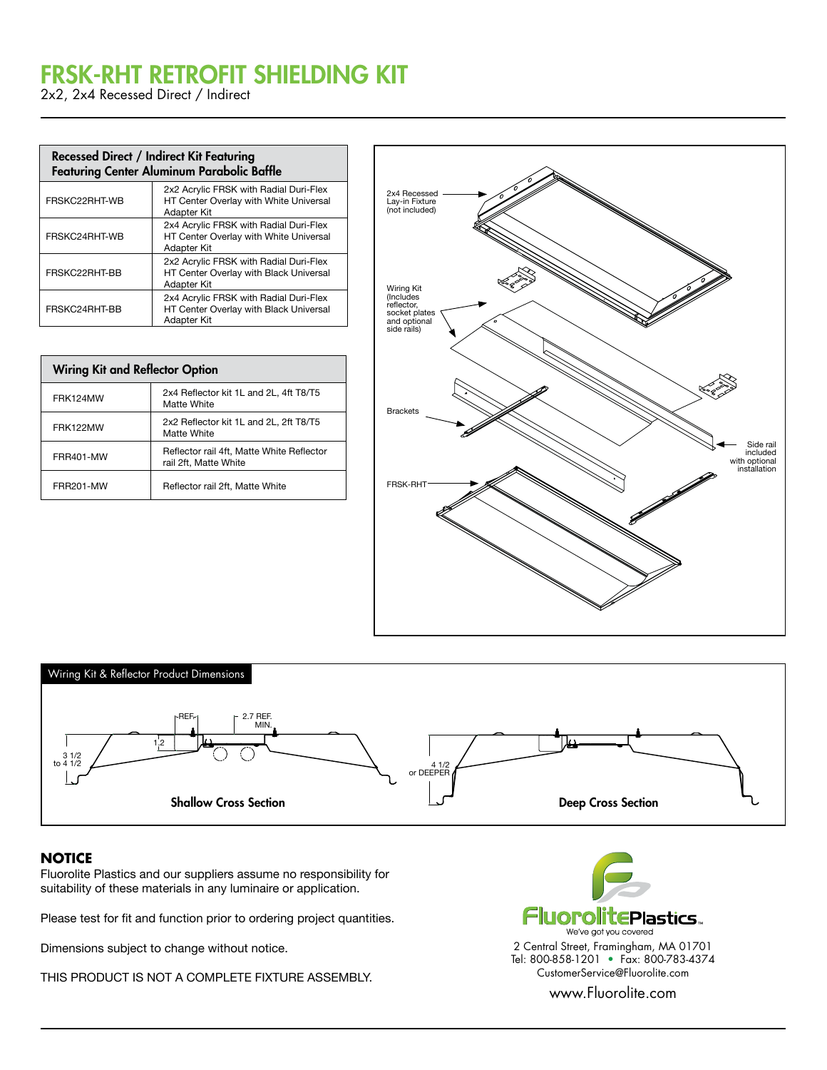# FRSK-RHT RETROFIT SHIELDING KIT

2x2, 2x4 Recessed Direct / Indirect

| Recessed Direct / Indirect Kit Featuring Featuring Center Aluminum Parabolic Baffle | |
|---|---|
| FRSKC22RHT-WB | 2x2 Acrylic FRSK with Radial Duri-Flex HT Center Overlay with White Universal Adapter Kit |
| FRSKC24RHT-WB | 2x4 Acrylic FRSK with Radial Duri-Flex HT Center Overlay with White Universal Adapter Kit |
| FRSKC22RHT-BB | 2x2 Acrylic FRSK with Radial Duri-Flex HT Center Overlay with Black Universal Adapter Kit |
| FRSKC24RHT-BB | 2x4 Acrylic FRSK with Radial Duri-Flex HT Center Overlay with Black Universal Adapter Kit |

| Wiring Kit and Reflector Option | |
|---|---|
| FRK124MW | 2x4 Reflector kit 1L and 2L, 4ft T8/T5 Matte White |
| FRK122MW | 2x2 Reflector kit 1L and 2L, 2ft T8/T5 Matte White |
| FRR401-MW | Reflector rail 4ft, Matte White Reflector rail 2ft, Matte White |
| FRR201-MW | Reflector rail 2ft, Matte White |

2x4 Recessed Lay-in Fixture (not included)

Wiring Kit (Includes reflector, socket plates and optional side rails)

Brackets

Side rail included with optional installation

FRSK-RHT

## Wiring Kit & Reflector Product Dimensions

REF.

2.7 REF. MIN.

1/2

3 1/2 to 4 1/2

4 1/2 or DEEPER

**Shallow Cross Section**

**Deep Cross Section**

## NOTICE

Fluorolite Plastics and our suppliers assume no responsibility for suitability of these materials in any luminaire or application.

Please test for fit and function prior to ordering project quantities.

Dimensions subject to change without notice.

THIS PRODUCT IS NOT A COMPLETE FIXTURE ASSEMBLY.

FluorolitePlastics™

We've got you covered

2 Central Street, Framingham, MA 01701
Tel: 800-858-1201 • Fax: 800-783-4374
CustomerService@Fluorolite.com

www.Fluorolite.com